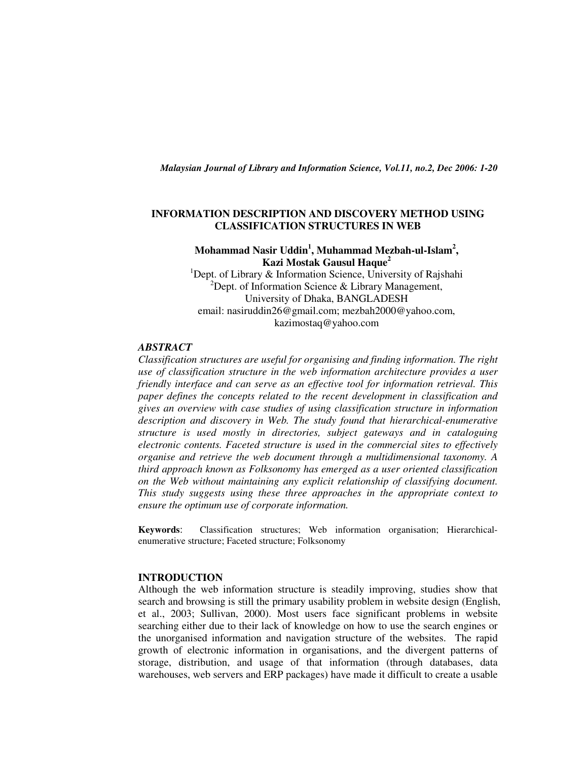# INFORMATION DESCRIPTION AND DISCOVERY METHOD USING CLASSIFICATION STRUCTURES IN WEB

**Mohammad Nasir Uddin[1], Muhammad Mezbah-ul-Islam[2], Kazi Mostak Gausul Haque[2]**

[1]Dept. of Library & Information Science, University of Rajshahi
[2]Dept. of Information Science & Library Management, University of Dhaka, BANGLADESH
email: nasiruddin26@gmail.com; mezbah2000@yahoo.com, kazimostaq@yahoo.com

## ABSTRACT

*Classification structures are useful for organising and finding information. The right use of classification structure in the web information architecture provides a user friendly interface and can serve as an effective tool for information retrieval. This paper defines the concepts related to the recent development in classification and gives an overview with case studies of using classification structure in information description and discovery in Web. The study found that hierarchical-enumerative structure is used mostly in directories, subject gateways and in cataloguing electronic contents. Faceted structure is used in the commercial sites to effectively organise and retrieve the web document through a multidimensional taxonomy. A third approach known as Folksonomy has emerged as a user oriented classification on the Web without maintaining any explicit relationship of classifying document. This study suggests using these three approaches in the appropriate context to ensure the optimum use of corporate information.*

**Keywords**: Classification structures; Web information organisation; Hierarchical-enumerative structure; Faceted structure; Folksonomy

## INTRODUCTION

Although the web information structure is steadily improving, studies show that search and browsing is still the primary usability problem in website design (English, et al., 2003; Sullivan, 2000). Most users face significant problems in website searching either due to their lack of knowledge on how to use the search engines or the unorganised information and navigation structure of the websites. The rapid growth of electronic information in organisations, and the divergent patterns of storage, distribution, and usage of that information (through databases, data warehouses, web servers and ERP packages) have made it difficult to create a usable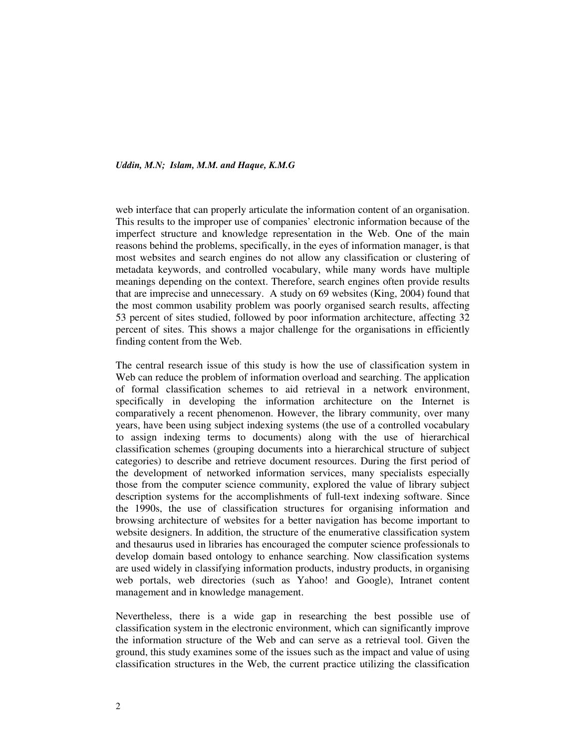web interface that can properly articulate the information content of an organisation. This results to the improper use of companies' electronic information because of the imperfect structure and knowledge representation in the Web. One of the main reasons behind the problems, specifically, in the eyes of information manager, is that most websites and search engines do not allow any classification or clustering of metadata keywords, and controlled vocabulary, while many words have multiple meanings depending on the context. Therefore, search engines often provide results that are imprecise and unnecessary. A study on 69 websites (King, 2004) found that the most common usability problem was poorly organised search results, affecting 53 percent of sites studied, followed by poor information architecture, affecting 32 percent of sites. This shows a major challenge for the organisations in efficiently finding content from the Web.

The central research issue of this study is how the use of classification system in Web can reduce the problem of information overload and searching. The application of formal classification schemes to aid retrieval in a network environment, specifically in developing the information architecture on the Internet is comparatively a recent phenomenon. However, the library community, over many years, have been using subject indexing systems (the use of a controlled vocabulary to assign indexing terms to documents) along with the use of hierarchical classification schemes (grouping documents into a hierarchical structure of subject categories) to describe and retrieve document resources. During the first period of the development of networked information services, many specialists especially those from the computer science community, explored the value of library subject description systems for the accomplishments of full-text indexing software. Since the 1990s, the use of classification structures for organising information and browsing architecture of websites for a better navigation has become important to website designers. In addition, the structure of the enumerative classification system and thesaurus used in libraries has encouraged the computer science professionals to develop domain based ontology to enhance searching. Now classification systems are used widely in classifying information products, industry products, in organising web portals, web directories (such as Yahoo! and Google), Intranet content management and in knowledge management.

Nevertheless, there is a wide gap in researching the best possible use of classification system in the electronic environment, which can significantly improve the information structure of the Web and can serve as a retrieval tool. Given the ground, this study examines some of the issues such as the impact and value of using classification structures in the Web, the current practice utilizing the classification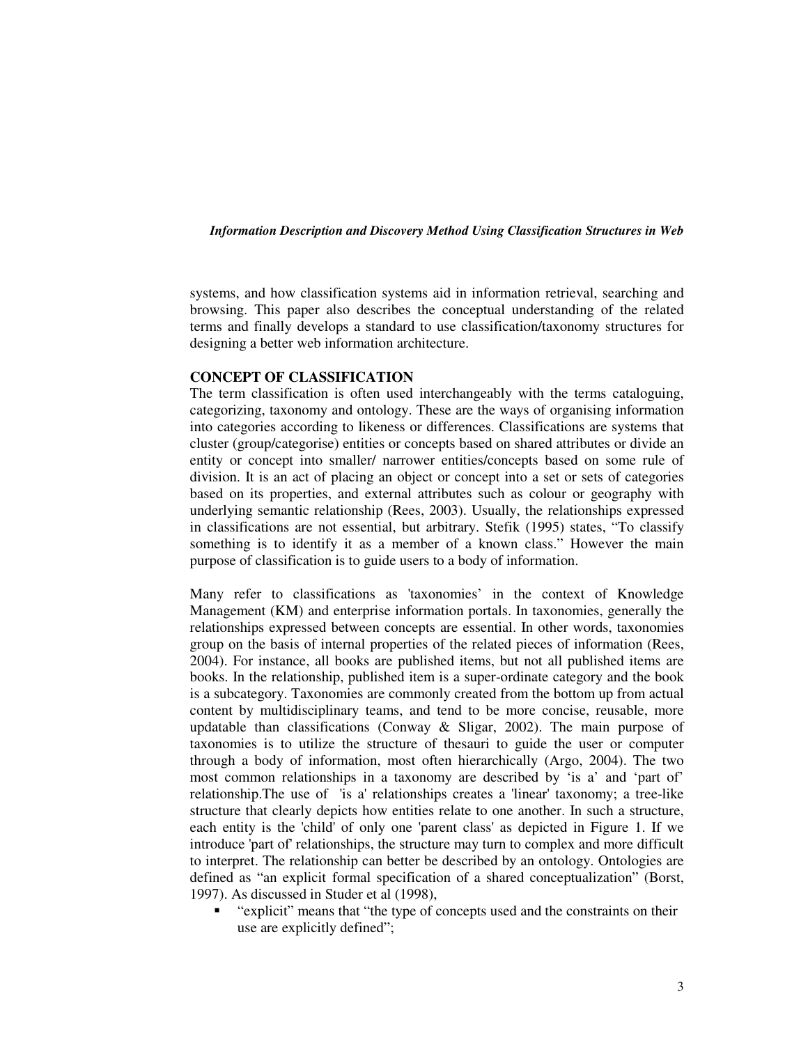systems, and how classification systems aid in information retrieval, searching and browsing. This paper also describes the conceptual understanding of the related terms and finally develops a standard to use classification/taxonomy structures for designing a better web information architecture.

## CONCEPT OF CLASSIFICATION

The term classification is often used interchangeably with the terms cataloguing, categorizing, taxonomy and ontology. These are the ways of organising information into categories according to likeness or differences. Classifications are systems that cluster (group/categorise) entities or concepts based on shared attributes or divide an entity or concept into smaller/ narrower entities/concepts based on some rule of division. It is an act of placing an object or concept into a set or sets of categories based on its properties, and external attributes such as colour or geography with underlying semantic relationship (Rees, 2003). Usually, the relationships expressed in classifications are not essential, but arbitrary. Stefik (1995) states, "To classify something is to identify it as a member of a known class." However the main purpose of classification is to guide users to a body of information.

Many refer to classifications as 'taxonomies' in the context of Knowledge Management (KM) and enterprise information portals. In taxonomies, generally the relationships expressed between concepts are essential. In other words, taxonomies group on the basis of internal properties of the related pieces of information (Rees, 2004). For instance, all books are published items, but not all published items are books. In the relationship, published item is a super-ordinate category and the book is a subcategory. Taxonomies are commonly created from the bottom up from actual content by multidisciplinary teams, and tend to be more concise, reusable, more updatable than classifications (Conway & Sligar, 2002). The main purpose of taxonomies is to utilize the structure of thesauri to guide the user or computer through a body of information, most often hierarchically (Argo, 2004). The two most common relationships in a taxonomy are described by 'is a' and 'part of' relationship.The use of 'is a' relationships creates a 'linear' taxonomy; a tree-like structure that clearly depicts how entities relate to one another. In such a structure, each entity is the 'child' of only one 'parent class' as depicted in Figure 1. If we introduce 'part of' relationships, the structure may turn to complex and more difficult to interpret. The relationship can better be described by an ontology. Ontologies are defined as "an explicit formal specification of a shared conceptualization" (Borst, 1997). As discussed in Studer et al (1998),

- "explicit" means that "the type of concepts used and the constraints on their use are explicitly defined";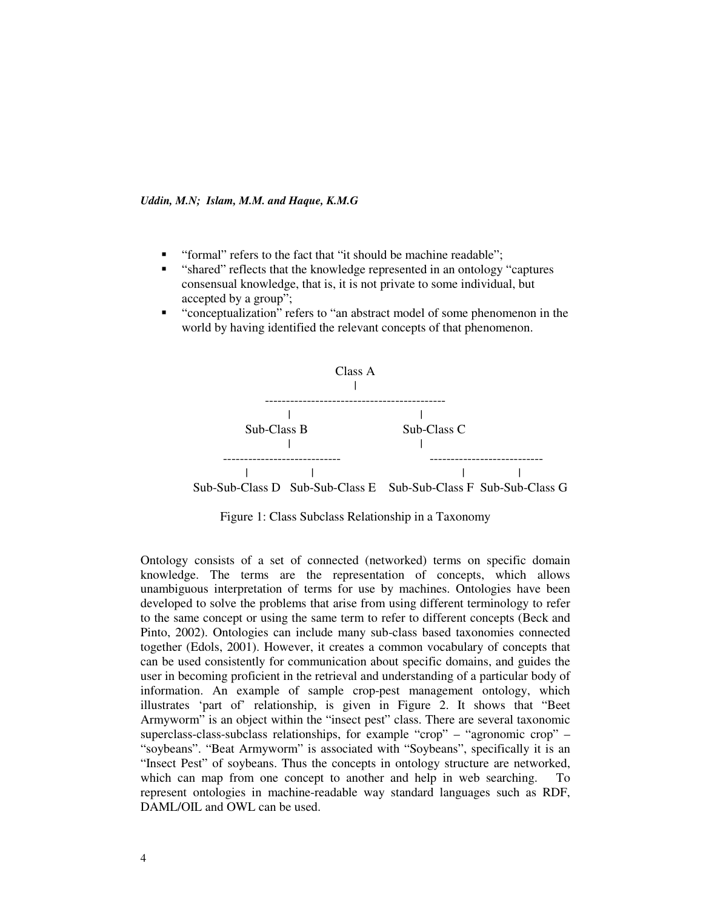- "formal" refers to the fact that "it should be machine readable";
- "shared" reflects that the knowledge represented in an ontology "captures consensual knowledge, that is, it is not private to some individual, but accepted by a group";
- "conceptualization" refers to "an abstract model of some phenomenon in the world by having identified the relevant concepts of that phenomenon.

```
                              Class A
                                 |
                -------------------------------------------
                 |                                      |
            Sub-Class B                          Sub-Class C
                 |                                      |
      ----------------------------            ---------------------------
       |                |                                 |            |
Sub-Sub-Class D   Sub-Sub-Class E    Sub-Sub-Class F  Sub-Sub-Class G
```

Figure 1: Class Subclass Relationship in a Taxonomy

Ontology consists of a set of connected (networked) terms on specific domain knowledge. The terms are the representation of concepts, which allows unambiguous interpretation of terms for use by machines. Ontologies have been developed to solve the problems that arise from using different terminology to refer to the same concept or using the same term to refer to different concepts (Beck and Pinto, 2002). Ontologies can include many sub-class based taxonomies connected together (Edols, 2001). However, it creates a common vocabulary of concepts that can be used consistently for communication about specific domains, and guides the user in becoming proficient in the retrieval and understanding of a particular body of information. An example of sample crop-pest management ontology, which illustrates 'part of' relationship, is given in Figure 2. It shows that "Beet Armyworm" is an object within the "insect pest" class. There are several taxonomic superclass-class-subclass relationships, for example "crop" – "agronomic crop" – "soybeans". "Beat Armyworm" is associated with "Soybeans", specifically it is an "Insect Pest" of soybeans. Thus the concepts in ontology structure are networked, which can map from one concept to another and help in web searching. To represent ontologies in machine-readable way standard languages such as RDF, DAML/OIL and OWL can be used.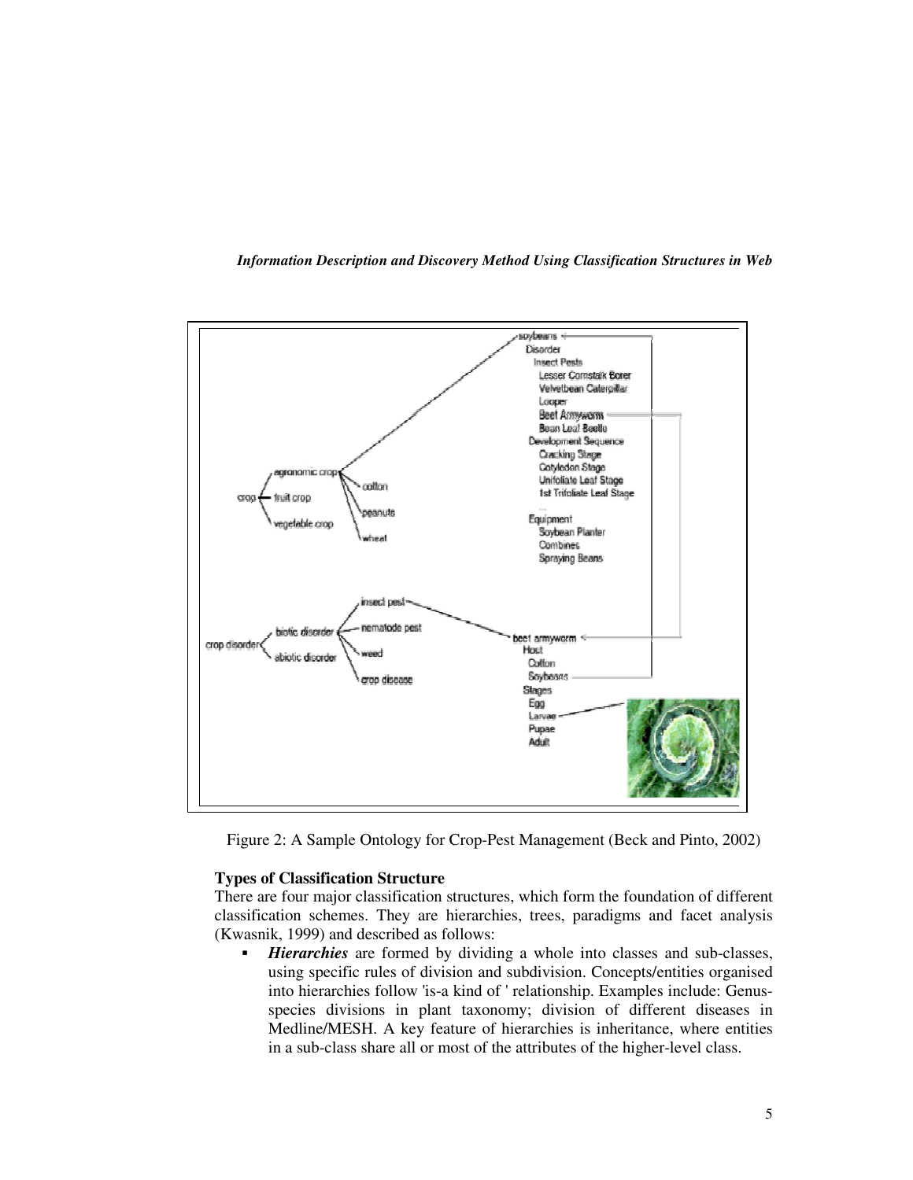Figure 2: A Sample Ontology for Crop-Pest Management (Beck and Pinto, 2002)

**Types of Classification Structure**

There are four major classification structures, which form the foundation of different classification schemes. They are hierarchies, trees, paradigms and facet analysis (Kwasnik, 1999) and described as follows:

- ***Hierarchies*** are formed by dividing a whole into classes and sub-classes, using specific rules of division and subdivision. Concepts/entities organised into hierarchies follow 'is-a kind of ' relationship. Examples include: Genus-species divisions in plant taxonomy; division of different diseases in Medline/MESH. A key feature of hierarchies is inheritance, where entities in a sub-class share all or most of the attributes of the higher-level class.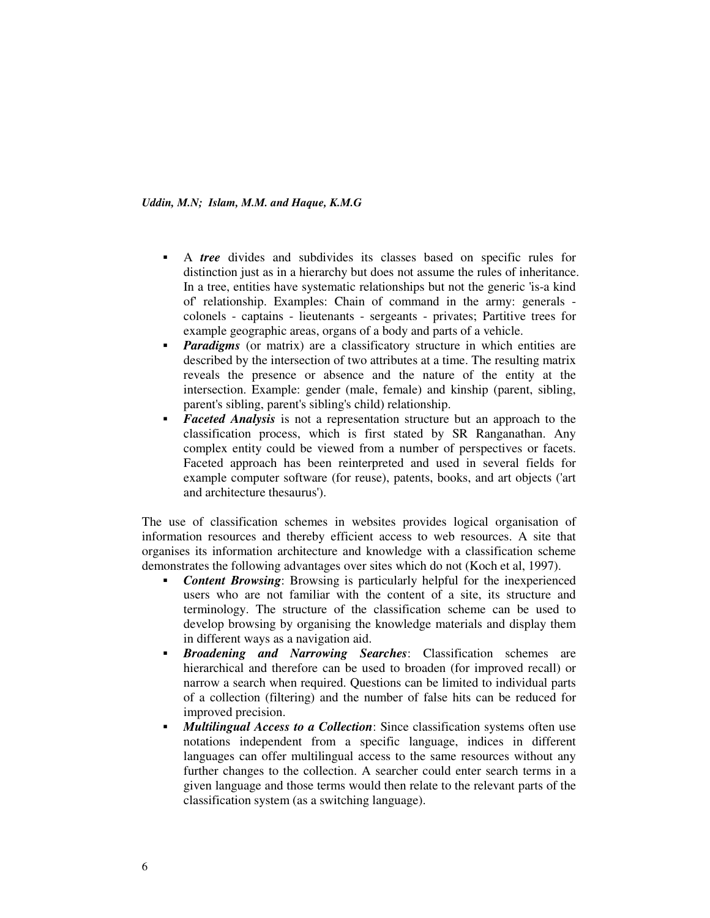- A ***tree*** divides and subdivides its classes based on specific rules for distinction just as in a hierarchy but does not assume the rules of inheritance. In a tree, entities have systematic relationships but not the generic 'is-a kind of' relationship. Examples: Chain of command in the army: generals - colonels - captains - lieutenants - sergeants - privates; Partitive trees for example geographic areas, organs of a body and parts of a vehicle.
- ***Paradigms*** (or matrix) are a classificatory structure in which entities are described by the intersection of two attributes at a time. The resulting matrix reveals the presence or absence and the nature of the entity at the intersection. Example: gender (male, female) and kinship (parent, sibling, parent's sibling, parent's sibling's child) relationship.
- ***Faceted Analysis*** is not a representation structure but an approach to the classification process, which is first stated by SR Ranganathan. Any complex entity could be viewed from a number of perspectives or facets. Faceted approach has been reinterpreted and used in several fields for example computer software (for reuse), patents, books, and art objects ('art and architecture thesaurus').

The use of classification schemes in websites provides logical organisation of information resources and thereby efficient access to web resources. A site that organises its information architecture and knowledge with a classification scheme demonstrates the following advantages over sites which do not (Koch et al, 1997).

- ***Content Browsing***: Browsing is particularly helpful for the inexperienced users who are not familiar with the content of a site, its structure and terminology. The structure of the classification scheme can be used to develop browsing by organising the knowledge materials and display them in different ways as a navigation aid.
- ***Broadening and Narrowing Searches***: Classification schemes are hierarchical and therefore can be used to broaden (for improved recall) or narrow a search when required. Questions can be limited to individual parts of a collection (filtering) and the number of false hits can be reduced for improved precision.
- ***Multilingual Access to a Collection***: Since classification systems often use notations independent from a specific language, indices in different languages can offer multilingual access to the same resources without any further changes to the collection. A searcher could enter search terms in a given language and those terms would then relate to the relevant parts of the classification system (as a switching language).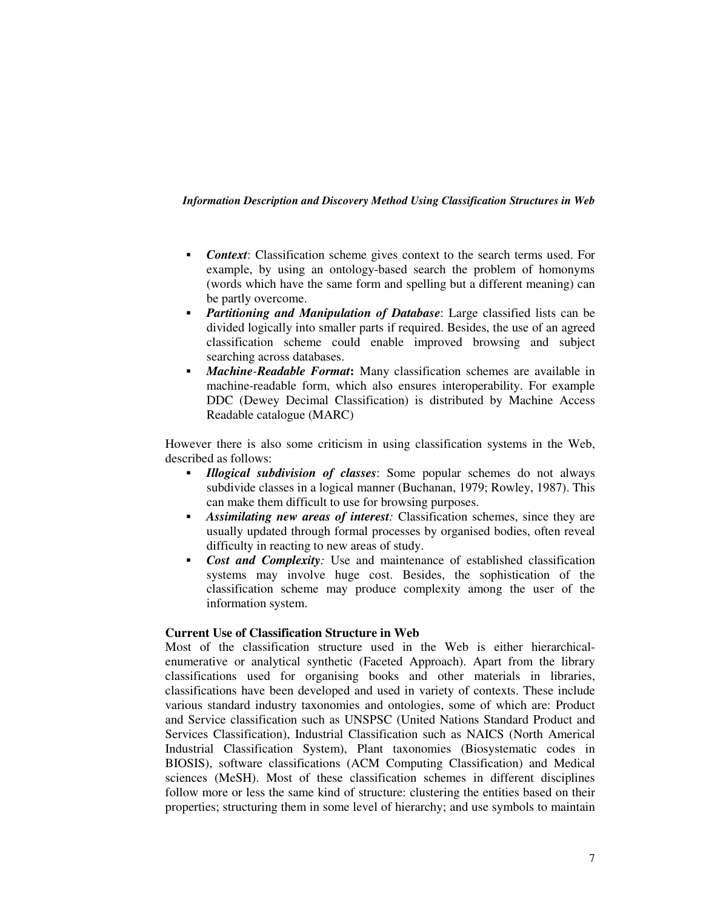- ***Context***: Classification scheme gives context to the search terms used. For example, by using an ontology-based search the problem of homonyms (words which have the same form and spelling but a different meaning) can be partly overcome.
- ***Partitioning and Manipulation of Database***: Large classified lists can be divided logically into smaller parts if required. Besides, the use of an agreed classification scheme could enable improved browsing and subject searching across databases.
- ***Machine-Readable Format*****:** Many classification schemes are available in machine-readable form, which also ensures interoperability. For example DDC (Dewey Decimal Classification) is distributed by Machine Access Readable catalogue (MARC)

However there is also some criticism in using classification systems in the Web, described as follows:

- ***Illogical subdivision of classes***: Some popular schemes do not always subdivide classes in a logical manner (Buchanan, 1979; Rowley, 1987). This can make them difficult to use for browsing purposes.
- ***Assimilating new areas of interest****:* Classification schemes, since they are usually updated through formal processes by organised bodies, often reveal difficulty in reacting to new areas of study.
- ***Cost and Complexity****:* Use and maintenance of established classification systems may involve huge cost. Besides, the sophistication of the classification scheme may produce complexity among the user of the information system.

**Current Use of Classification Structure in Web**

Most of the classification structure used in the Web is either hierarchical-enumerative or analytical synthetic (Faceted Approach). Apart from the library classifications used for organising books and other materials in libraries, classifications have been developed and used in variety of contexts. These include various standard industry taxonomies and ontologies, some of which are: Product and Service classification such as UNSPSC (United Nations Standard Product and Services Classification), Industrial Classification such as NAICS (North Americal Industrial Classification System), Plant taxonomies (Biosystematic codes in BIOSIS), software classifications (ACM Computing Classification) and Medical sciences (MeSH). Most of these classification schemes in different disciplines follow more or less the same kind of structure: clustering the entities based on their properties; structuring them in some level of hierarchy; and use symbols to maintain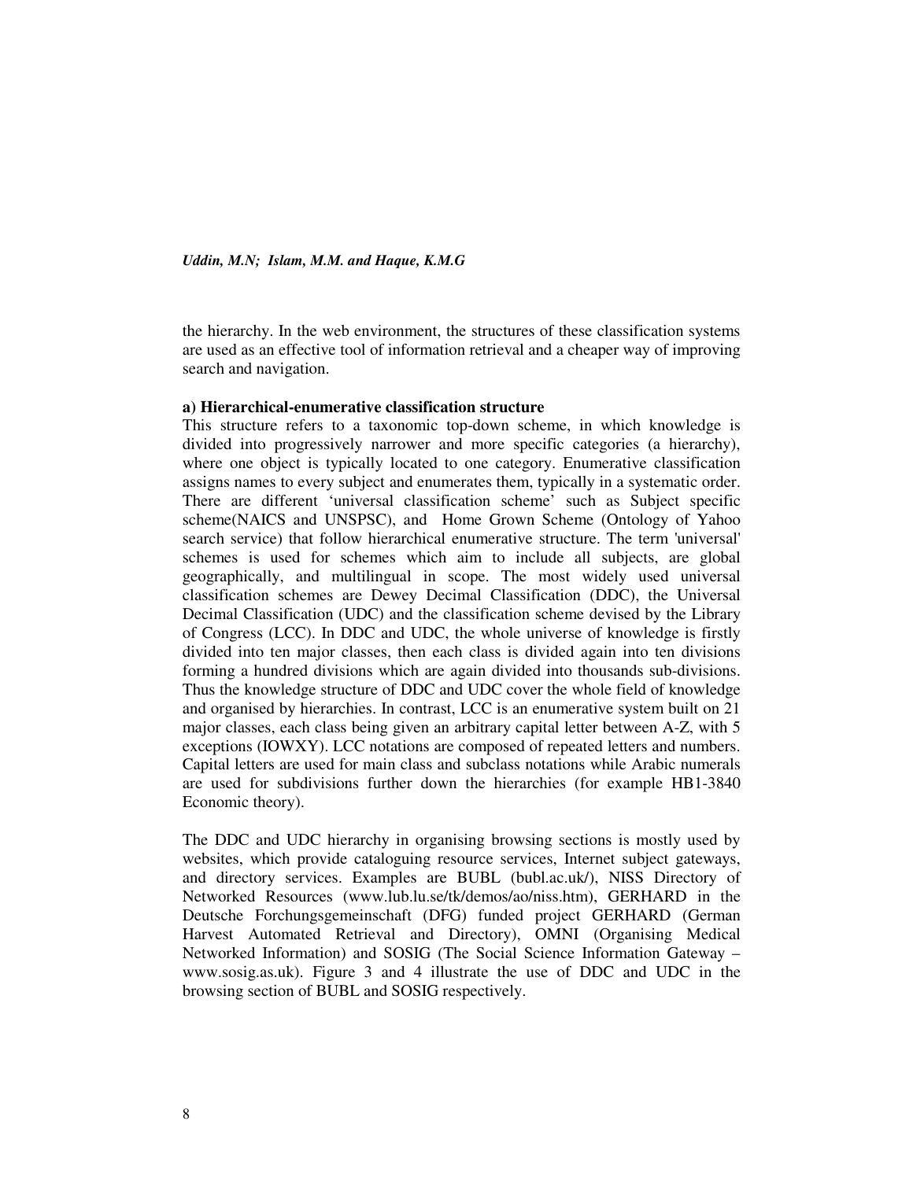the hierarchy. In the web environment, the structures of these classification systems are used as an effective tool of information retrieval and a cheaper way of improving search and navigation.

**a) Hierarchical-enumerative classification structure**

This structure refers to a taxonomic top-down scheme, in which knowledge is divided into progressively narrower and more specific categories (a hierarchy), where one object is typically located to one category. Enumerative classification assigns names to every subject and enumerates them, typically in a systematic order. There are different 'universal classification scheme' such as Subject specific scheme(NAICS and UNSPSC), and Home Grown Scheme (Ontology of Yahoo search service) that follow hierarchical enumerative structure. The term 'universal' schemes is used for schemes which aim to include all subjects, are global geographically, and multilingual in scope. The most widely used universal classification schemes are Dewey Decimal Classification (DDC), the Universal Decimal Classification (UDC) and the classification scheme devised by the Library of Congress (LCC). In DDC and UDC, the whole universe of knowledge is firstly divided into ten major classes, then each class is divided again into ten divisions forming a hundred divisions which are again divided into thousands sub-divisions. Thus the knowledge structure of DDC and UDC cover the whole field of knowledge and organised by hierarchies. In contrast, LCC is an enumerative system built on 21 major classes, each class being given an arbitrary capital letter between A-Z, with 5 exceptions (IOWXY). LCC notations are composed of repeated letters and numbers. Capital letters are used for main class and subclass notations while Arabic numerals are used for subdivisions further down the hierarchies (for example HB1-3840 Economic theory).

The DDC and UDC hierarchy in organising browsing sections is mostly used by websites, which provide cataloguing resource services, Internet subject gateways, and directory services. Examples are BUBL (bubl.ac.uk/), NISS Directory of Networked Resources (www.lub.lu.se/tk/demos/ao/niss.htm), GERHARD in the Deutsche Forchungsgemeinschaft (DFG) funded project GERHARD (German Harvest Automated Retrieval and Directory), OMNI (Organising Medical Networked Information) and SOSIG (The Social Science Information Gateway – www.sosig.as.uk). Figure 3 and 4 illustrate the use of DDC and UDC in the browsing section of BUBL and SOSIG respectively.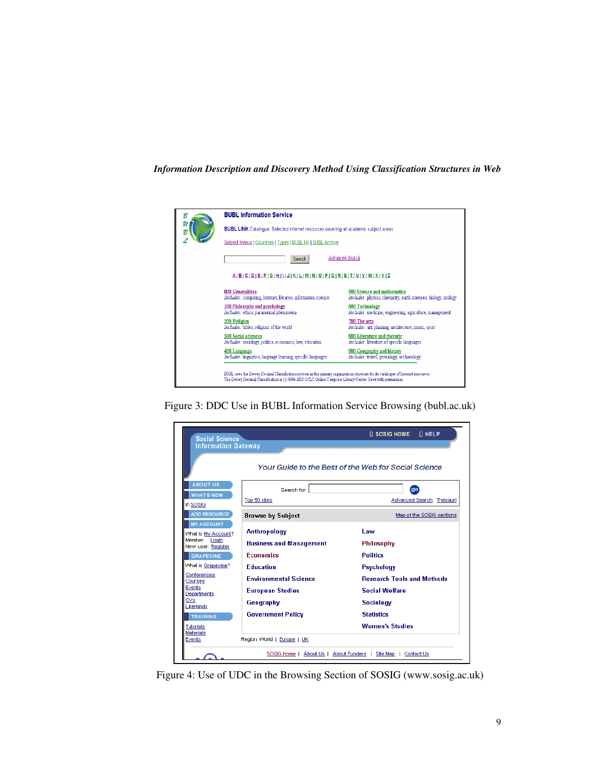Figure 3: DDC Use in BUBL Information Service Browsing (bubl.ac.uk)

Figure 4: Use of UDC in the Browsing Section of SOSIG (www.sosig.ac.uk)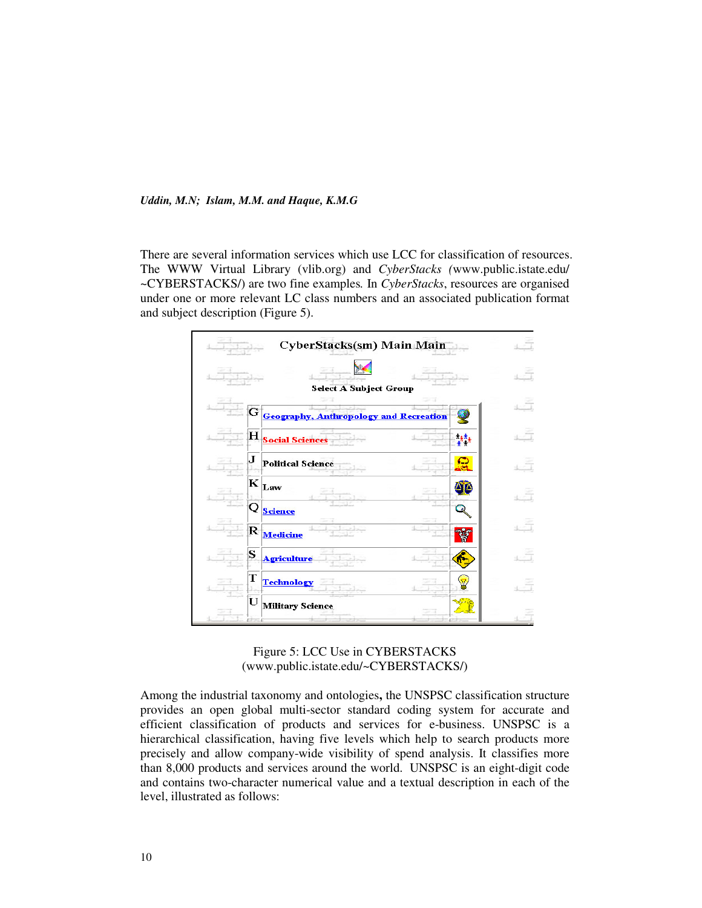There are several information services which use LCC for classification of resources. The WWW Virtual Library (vlib.org) and *CyberStacks (*www.public.istate.edu/ ~CYBERSTACKS/) are two fine examples*.* In *CyberStacks*, resources are organised under one or more relevant LC class numbers and an associated publication format and subject description (Figure 5).

| | CyberStacks(sm) Main Main | |
|---|---|---|
| | Select A Subject Group | |
| G | Geography, Anthropology and Recreation | |
| H | Social Sciences | |
| J | Political Science | |
| K | Law | |
| Q | Science | |
| R | Medicine | |
| S | Agriculture | |
| T | Technology | |
| U | Military Science | |

Figure 5: LCC Use in CYBERSTACKS (www.public.istate.edu/~CYBERSTACKS/)

Among the industrial taxonomy and ontologies**,** the UNSPSC classification structure provides an open global multi-sector standard coding system for accurate and efficient classification of products and services for e-business. UNSPSC is a hierarchical classification, having five levels which help to search products more precisely and allow company-wide visibility of spend analysis. It classifies more than 8,000 products and services around the world. UNSPSC is an eight-digit code and contains two-character numerical value and a textual description in each of the level, illustrated as follows: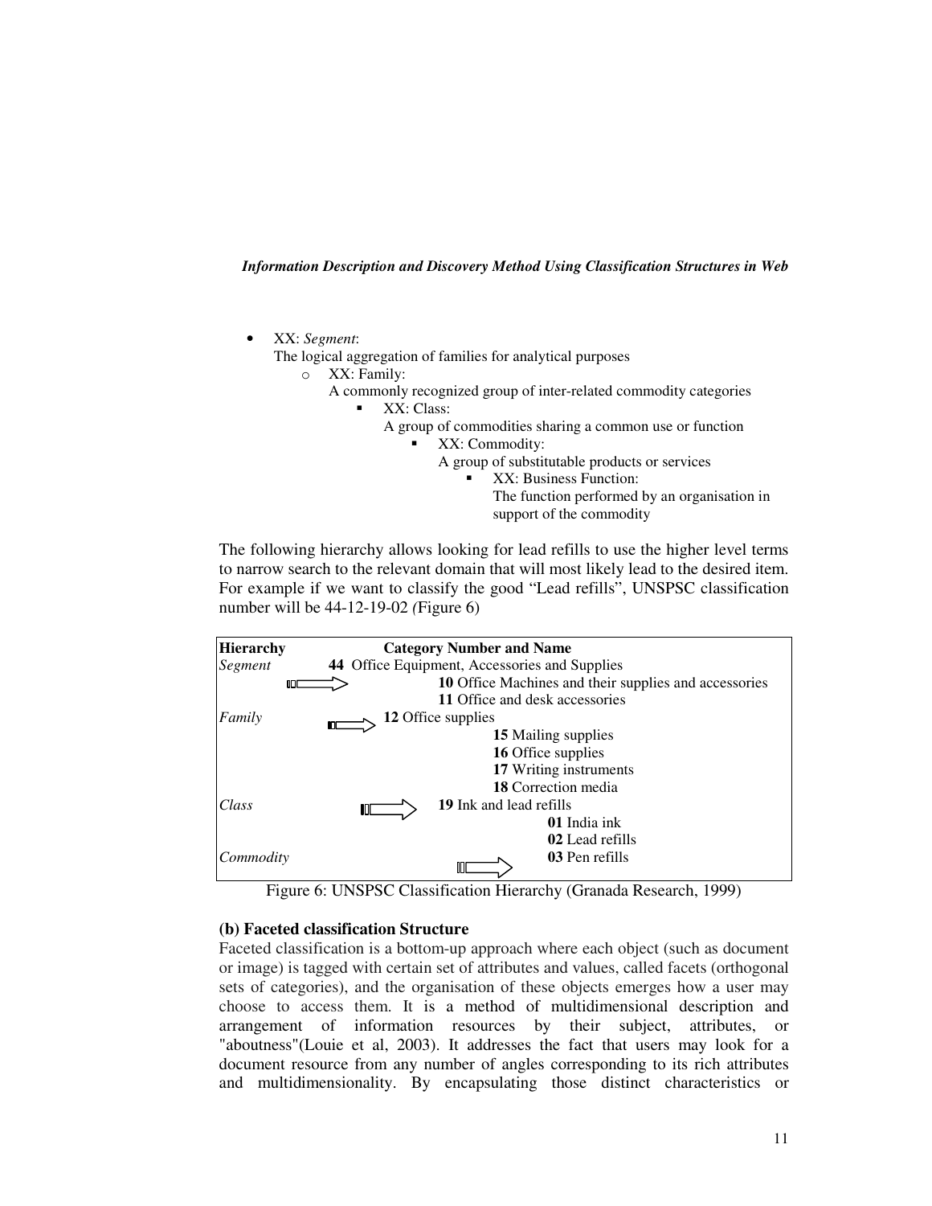- XX: *Segment*:
  The logical aggregation of families for analytical purposes
    - XX: Family:
      A commonly recognized group of inter-related commodity categories
        - XX: Class:
          A group of commodities sharing a common use or function
            - XX: Commodity:
              A group of substitutable products or services
                - XX: Business Function:
                  The function performed by an organisation in support of the commodity

The following hierarchy allows looking for lead refills to use the higher level terms to narrow search to the relevant domain that will most likely lead to the desired item. For example if we want to classify the good "Lead refills", UNSPSC classification number will be 44-12-19-02 *(*Figure 6)

| **Hierarchy** | **Category Number and Name** |
|---|---|
| *Segment* | **44** Office Equipment, Accessories and Supplies |
| | **10** Office Machines and their supplies and accessories |
| | **11** Office and desk accessories |
| *Family* | **12** Office supplies |
| | **15** Mailing supplies |
| | **16** Office supplies |
| | **17** Writing instruments |
| | **18** Correction media |
| *Class* | **19** Ink and lead refills |
| | **01** India ink |
| | **02** Lead refills |
| *Commodity* | **03** Pen refills |

Figure 6: UNSPSC Classification Hierarchy (Granada Research, 1999)

**(b) Faceted classification Structure**

Faceted classification is a bottom-up approach where each object (such as document or image) is tagged with certain set of attributes and values, called facets (orthogonal sets of categories), and the organisation of these objects emerges how a user may choose to access them. It is a method of multidimensional description and arrangement of information resources by their subject, attributes, or "aboutness"(Louie et al, 2003). It addresses the fact that users may look for a document resource from any number of angles corresponding to its rich attributes and multidimensionality. By encapsulating those distinct characteristics or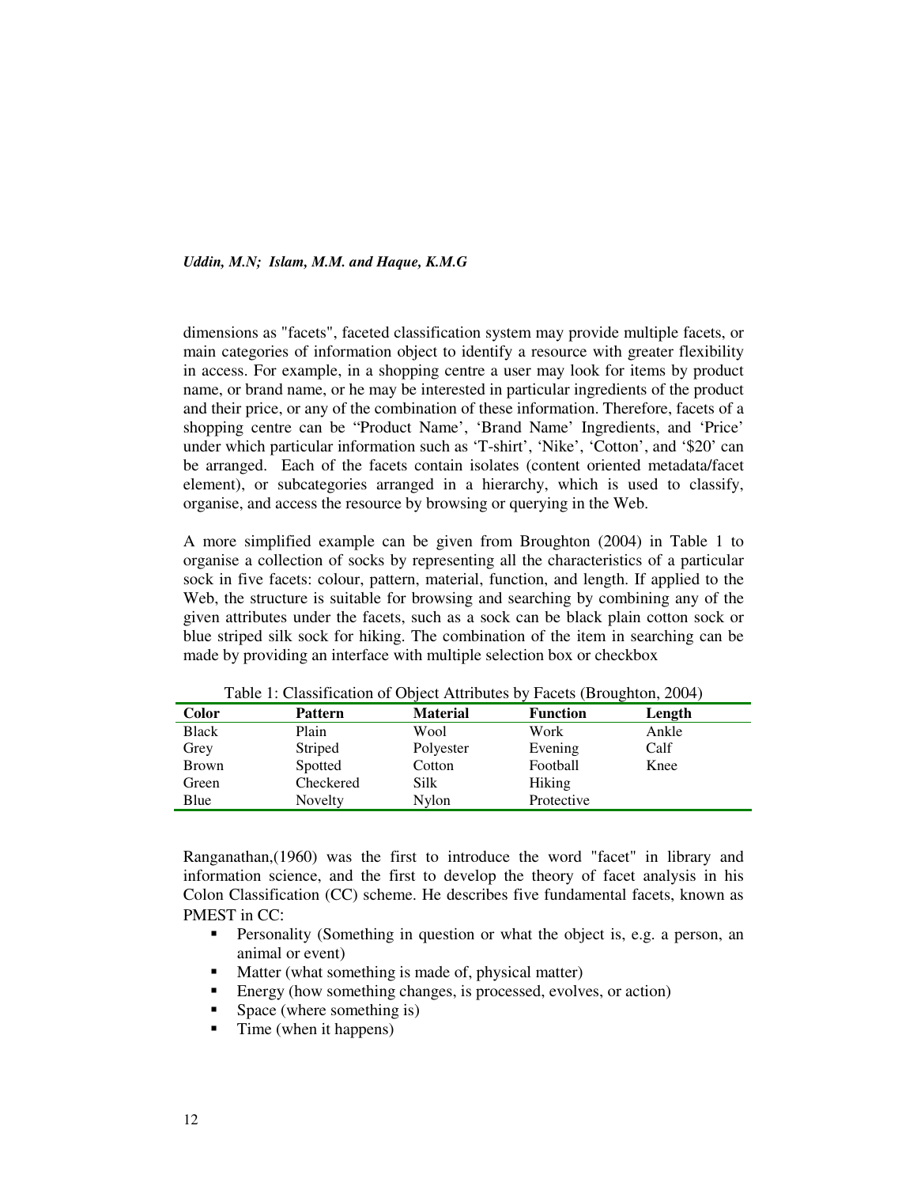dimensions as "facets", faceted classification system may provide multiple facets, or main categories of information object to identify a resource with greater flexibility in access. For example, in a shopping centre a user may look for items by product name, or brand name, or he may be interested in particular ingredients of the product and their price, or any of the combination of these information. Therefore, facets of a shopping centre can be "Product Name', 'Brand Name' Ingredients, and 'Price' under which particular information such as 'T-shirt', 'Nike', 'Cotton', and '$20' can be arranged. Each of the facets contain isolates (content oriented metadata/facet element), or subcategories arranged in a hierarchy, which is used to classify, organise, and access the resource by browsing or querying in the Web.

A more simplified example can be given from Broughton (2004) in Table 1 to organise a collection of socks by representing all the characteristics of a particular sock in five facets: colour, pattern, material, function, and length. If applied to the Web, the structure is suitable for browsing and searching by combining any of the given attributes under the facets, such as a sock can be black plain cotton sock or blue striped silk sock for hiking. The combination of the item in searching can be made by providing an interface with multiple selection box or checkbox

Table 1: Classification of Object Attributes by Facets (Broughton, 2004)

| Color | Pattern | Material | Function | Length |
|---|---|---|---|---|
| Black | Plain | Wool | Work | Ankle |
| Grey | Striped | Polyester | Evening | Calf |
| Brown | Spotted | Cotton | Football | Knee |
| Green | Checkered | Silk | Hiking | |
| Blue | Novelty | Nylon | Protective | |

Ranganathan,(1960) was the first to introduce the word "facet" in library and information science, and the first to develop the theory of facet analysis in his Colon Classification (CC) scheme. He describes five fundamental facets, known as PMEST in CC:

- Personality (Something in question or what the object is, e.g. a person, an animal or event)
- Matter (what something is made of, physical matter)
- Energy (how something changes, is processed, evolves, or action)
- Space (where something is)
- Time (when it happens)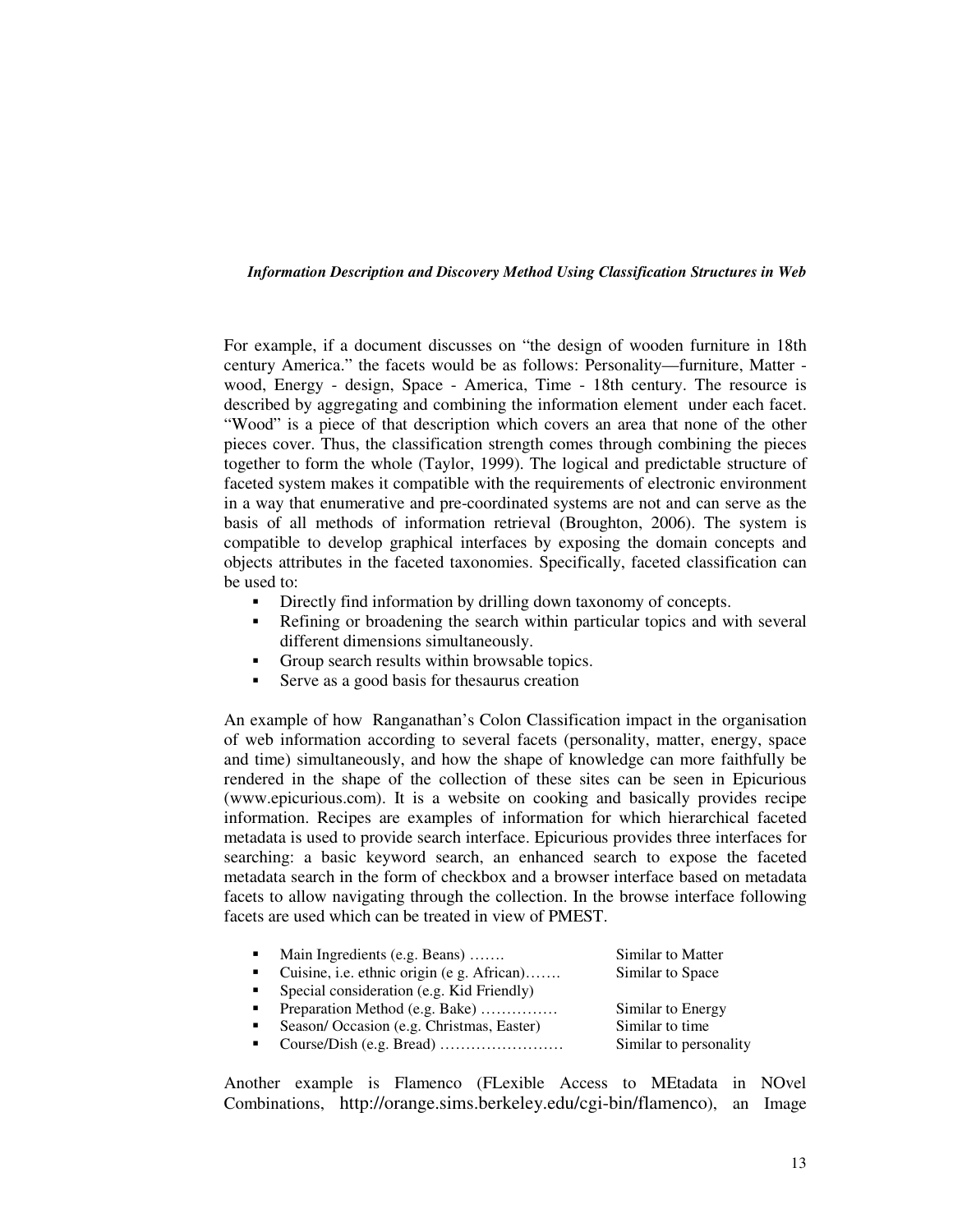For example, if a document discusses on "the design of wooden furniture in 18th century America." the facets would be as follows: Personality—furniture, Matter - wood, Energy - design, Space - America, Time - 18th century. The resource is described by aggregating and combining the information element under each facet. "Wood" is a piece of that description which covers an area that none of the other pieces cover. Thus, the classification strength comes through combining the pieces together to form the whole (Taylor, 1999). The logical and predictable structure of faceted system makes it compatible with the requirements of electronic environment in a way that enumerative and pre-coordinated systems are not and can serve as the basis of all methods of information retrieval (Broughton, 2006). The system is compatible to develop graphical interfaces by exposing the domain concepts and objects attributes in the faceted taxonomies. Specifically, faceted classification can be used to:

- Directly find information by drilling down taxonomy of concepts.
- Refining or broadening the search within particular topics and with several different dimensions simultaneously.
- Group search results within browsable topics.
- Serve as a good basis for thesaurus creation

An example of how Ranganathan's Colon Classification impact in the organisation of web information according to several facets (personality, matter, energy, space and time) simultaneously, and how the shape of knowledge can more faithfully be rendered in the shape of the collection of these sites can be seen in Epicurious (www.epicurious.com). It is a website on cooking and basically provides recipe information. Recipes are examples of information for which hierarchical faceted metadata is used to provide search interface. Epicurious provides three interfaces for searching: a basic keyword search, an enhanced search to expose the faceted metadata search in the form of checkbox and a browser interface based on metadata facets to allow navigating through the collection. In the browse interface following facets are used which can be treated in view of PMEST.

- Main Ingredients (e.g. Beans) ……. Similar to Matter
- Cuisine, i.e. ethnic origin (e g. African)……. Similar to Space
- Special consideration (e.g. Kid Friendly)
- Preparation Method (e.g. Bake) …………… Similar to Energy
- Season/ Occasion (e.g. Christmas, Easter) Similar to time
- Course/Dish (e.g. Bread) …………………… Similar to personality

Another example is Flamenco (FLexible Access to MEtadata in NOvel Combinations, http://orange.sims.berkeley.edu/cgi-bin/flamenco), an Image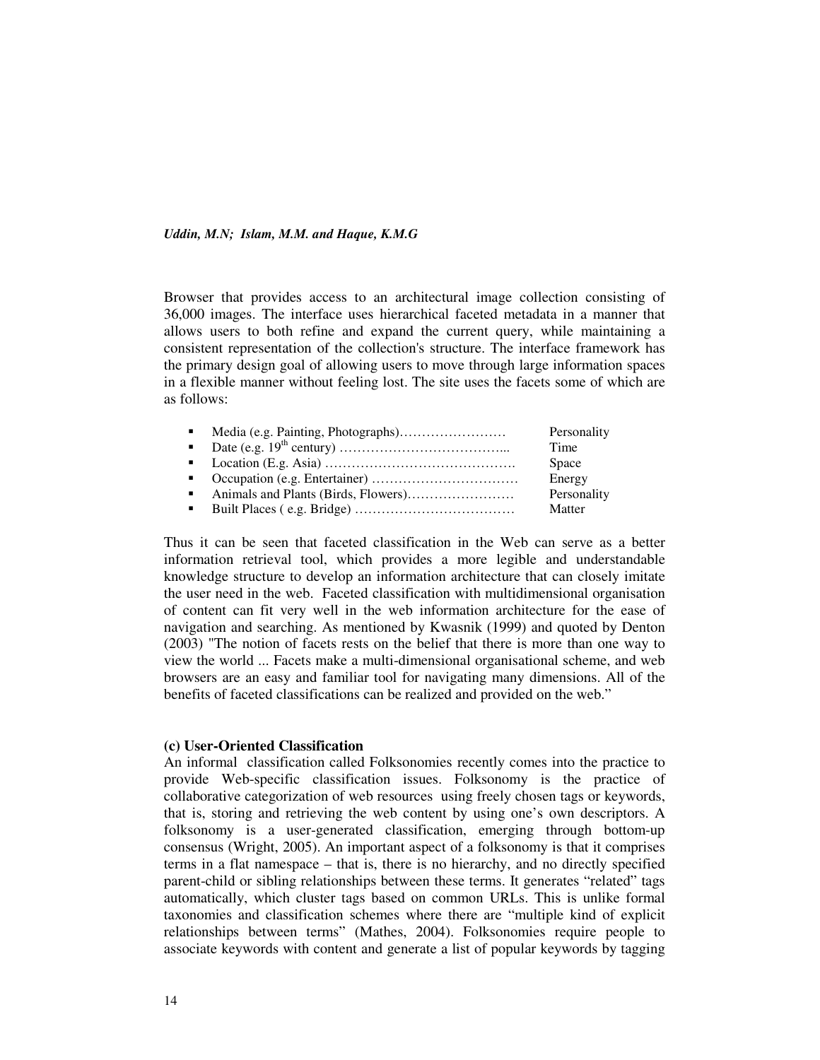Browser that provides access to an architectural image collection consisting of 36,000 images. The interface uses hierarchical faceted metadata in a manner that allows users to both refine and expand the current query, while maintaining a consistent representation of the collection's structure. The interface framework has the primary design goal of allowing users to move through large information spaces in a flexible manner without feeling lost. The site uses the facets some of which are as follows:

- Media (e.g. Painting, Photographs)…………………… Personality
- Date (e.g. 19th century) ……………………………….. Time
- Location (E.g. Asia) ……………………………………. Space
- Occupation (e.g. Entertainer) …………………………… Energy
- Animals and Plants (Birds, Flowers)…………………… Personality
- Built Places ( e.g. Bridge) ……………………………… Matter

Thus it can be seen that faceted classification in the Web can serve as a better information retrieval tool, which provides a more legible and understandable knowledge structure to develop an information architecture that can closely imitate the user need in the web. Faceted classification with multidimensional organisation of content can fit very well in the web information architecture for the ease of navigation and searching. As mentioned by Kwasnik (1999) and quoted by Denton (2003) "The notion of facets rests on the belief that there is more than one way to view the world ... Facets make a multi-dimensional organisational scheme, and web browsers are an easy and familiar tool for navigating many dimensions. All of the benefits of faceted classifications can be realized and provided on the web."

**(c) User-Oriented Classification**

An informal classification called Folksonomies recently comes into the practice to provide Web-specific classification issues. Folksonomy is the practice of collaborative categorization of web resources using freely chosen tags or keywords, that is, storing and retrieving the web content by using one's own descriptors. A folksonomy is a user-generated classification, emerging through bottom-up consensus (Wright, 2005). An important aspect of a folksonomy is that it comprises terms in a flat namespace – that is, there is no hierarchy, and no directly specified parent-child or sibling relationships between these terms. It generates "related" tags automatically, which cluster tags based on common URLs. This is unlike formal taxonomies and classification schemes where there are "multiple kind of explicit relationships between terms" (Mathes, 2004). Folksonomies require people to associate keywords with content and generate a list of popular keywords by tagging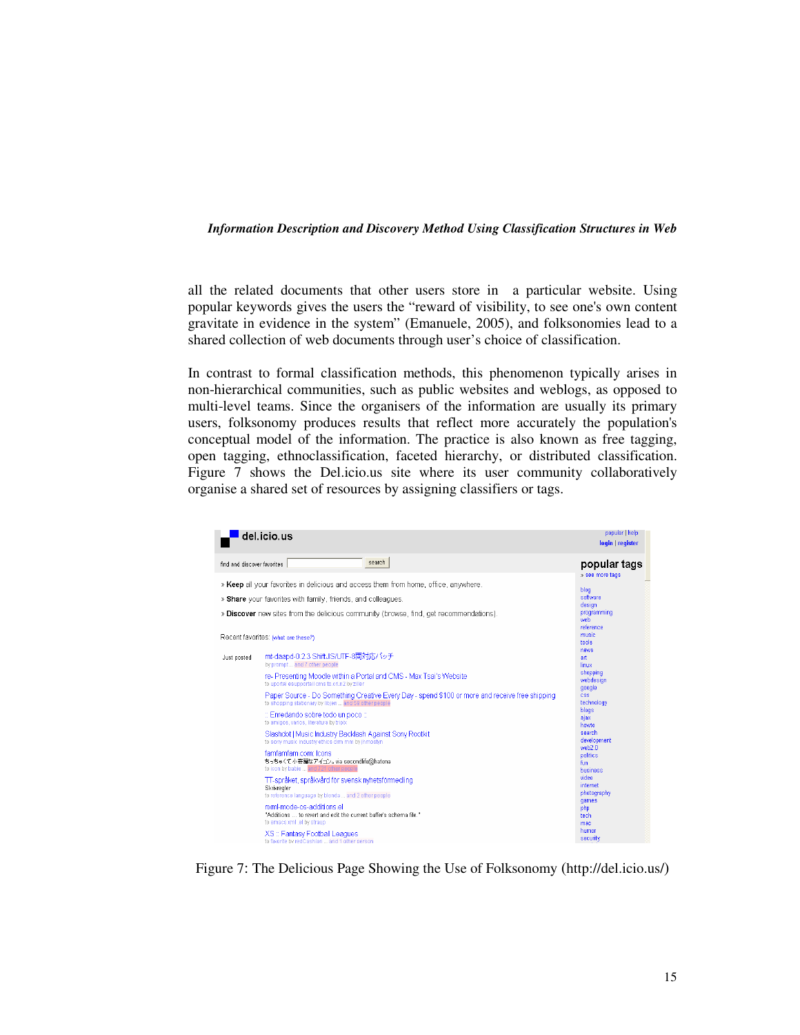all the related documents that other users store in a particular website. Using popular keywords gives the users the "reward of visibility, to see one's own content gravitate in evidence in the system" (Emanuele, 2005), and folksonomies lead to a shared collection of web documents through user's choice of classification.

In contrast to formal classification methods, this phenomenon typically arises in non-hierarchical communities, such as public websites and weblogs, as opposed to multi-level teams. Since the organisers of the information are usually its primary users, folksonomy produces results that reflect more accurately the population's conceptual model of the information. The practice is also known as free tagging, open tagging, ethnoclassification, faceted hierarchy, or distributed classification. Figure 7 shows the Del.icio.us site where its user community collaboratively organise a shared set of resources by assigning classifiers or tags.

Figure 7: The Delicious Page Showing the Use of Folksonomy (http://del.icio.us/)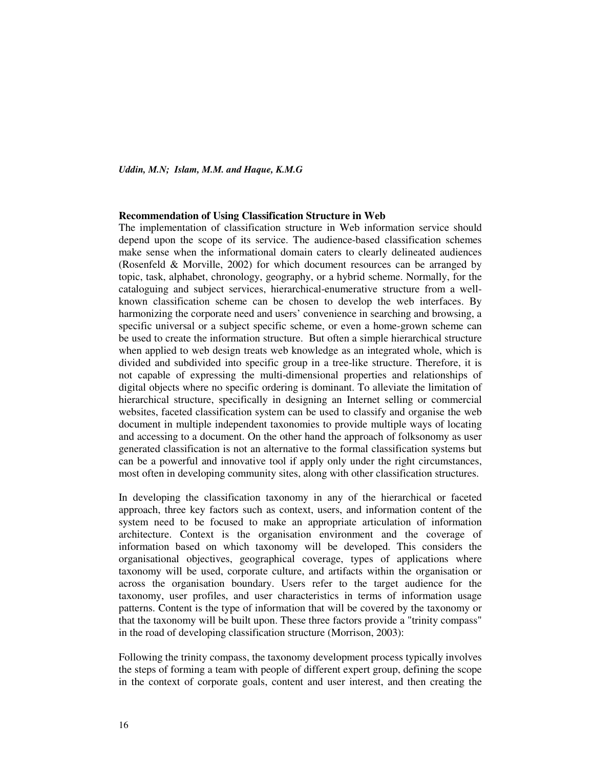### Recommendation of Using Classification Structure in Web

The implementation of classification structure in Web information service should depend upon the scope of its service. The audience-based classification schemes make sense when the informational domain caters to clearly delineated audiences (Rosenfeld & Morville, 2002) for which document resources can be arranged by topic, task, alphabet, chronology, geography, or a hybrid scheme. Normally, for the cataloguing and subject services, hierarchical-enumerative structure from a well-known classification scheme can be chosen to develop the web interfaces. By harmonizing the corporate need and users' convenience in searching and browsing, a specific universal or a subject specific scheme, or even a home-grown scheme can be used to create the information structure. But often a simple hierarchical structure when applied to web design treats web knowledge as an integrated whole, which is divided and subdivided into specific group in a tree-like structure. Therefore, it is not capable of expressing the multi-dimensional properties and relationships of digital objects where no specific ordering is dominant. To alleviate the limitation of hierarchical structure, specifically in designing an Internet selling or commercial websites, faceted classification system can be used to classify and organise the web document in multiple independent taxonomies to provide multiple ways of locating and accessing to a document. On the other hand the approach of folksonomy as user generated classification is not an alternative to the formal classification systems but can be a powerful and innovative tool if apply only under the right circumstances, most often in developing community sites, along with other classification structures.

In developing the classification taxonomy in any of the hierarchical or faceted approach, three key factors such as context, users, and information content of the system need to be focused to make an appropriate articulation of information architecture. Context is the organisation environment and the coverage of information based on which taxonomy will be developed. This considers the organisational objectives, geographical coverage, types of applications where taxonomy will be used, corporate culture, and artifacts within the organisation or across the organisation boundary. Users refer to the target audience for the taxonomy, user profiles, and user characteristics in terms of information usage patterns. Content is the type of information that will be covered by the taxonomy or that the taxonomy will be built upon. These three factors provide a "trinity compass" in the road of developing classification structure (Morrison, 2003):

Following the trinity compass, the taxonomy development process typically involves the steps of forming a team with people of different expert group, defining the scope in the context of corporate goals, content and user interest, and then creating the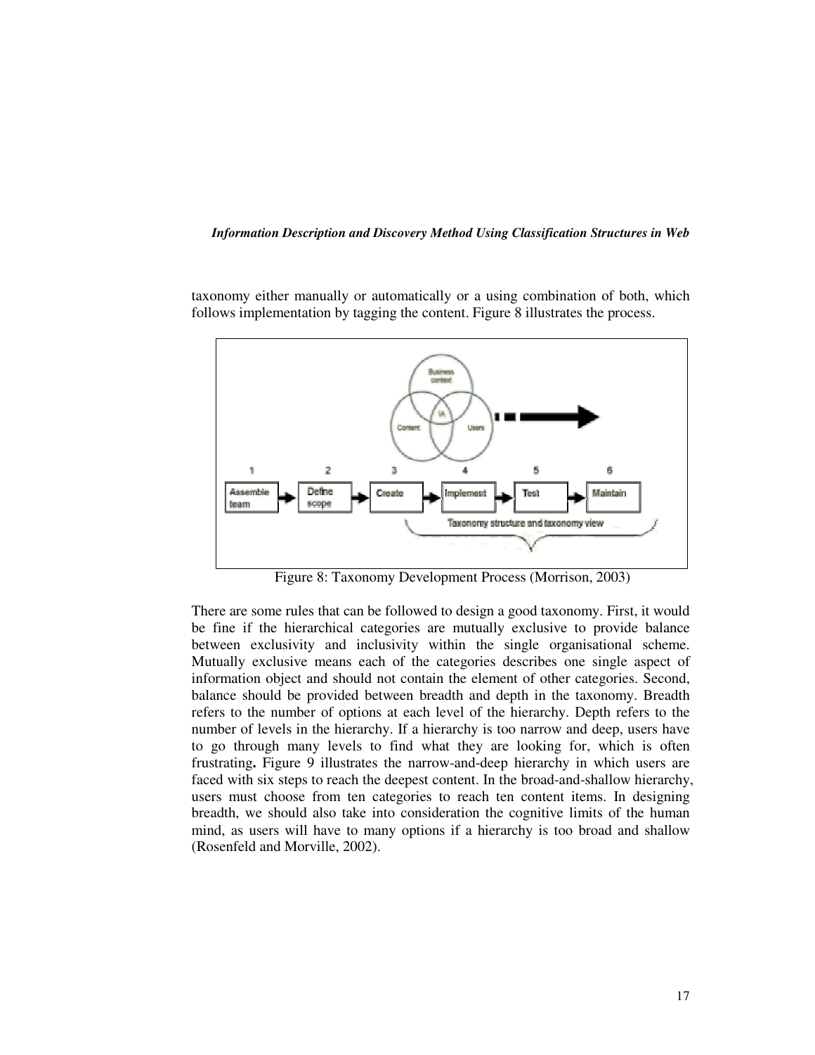taxonomy either manually or automatically or a using combination of both, which follows implementation by tagging the content. Figure 8 illustrates the process.

Figure 8: Taxonomy Development Process (Morrison, 2003)

There are some rules that can be followed to design a good taxonomy. First, it would be fine if the hierarchical categories are mutually exclusive to provide balance between exclusivity and inclusivity within the single organisational scheme. Mutually exclusive means each of the categories describes one single aspect of information object and should not contain the element of other categories. Second, balance should be provided between breadth and depth in the taxonomy. Breadth refers to the number of options at each level of the hierarchy. Depth refers to the number of levels in the hierarchy. If a hierarchy is too narrow and deep, users have to go through many levels to find what they are looking for, which is often frustrating**.** Figure 9 illustrates the narrow-and-deep hierarchy in which users are faced with six steps to reach the deepest content. In the broad-and-shallow hierarchy, users must choose from ten categories to reach ten content items. In designing breadth, we should also take into consideration the cognitive limits of the human mind, as users will have to many options if a hierarchy is too broad and shallow (Rosenfeld and Morville, 2002).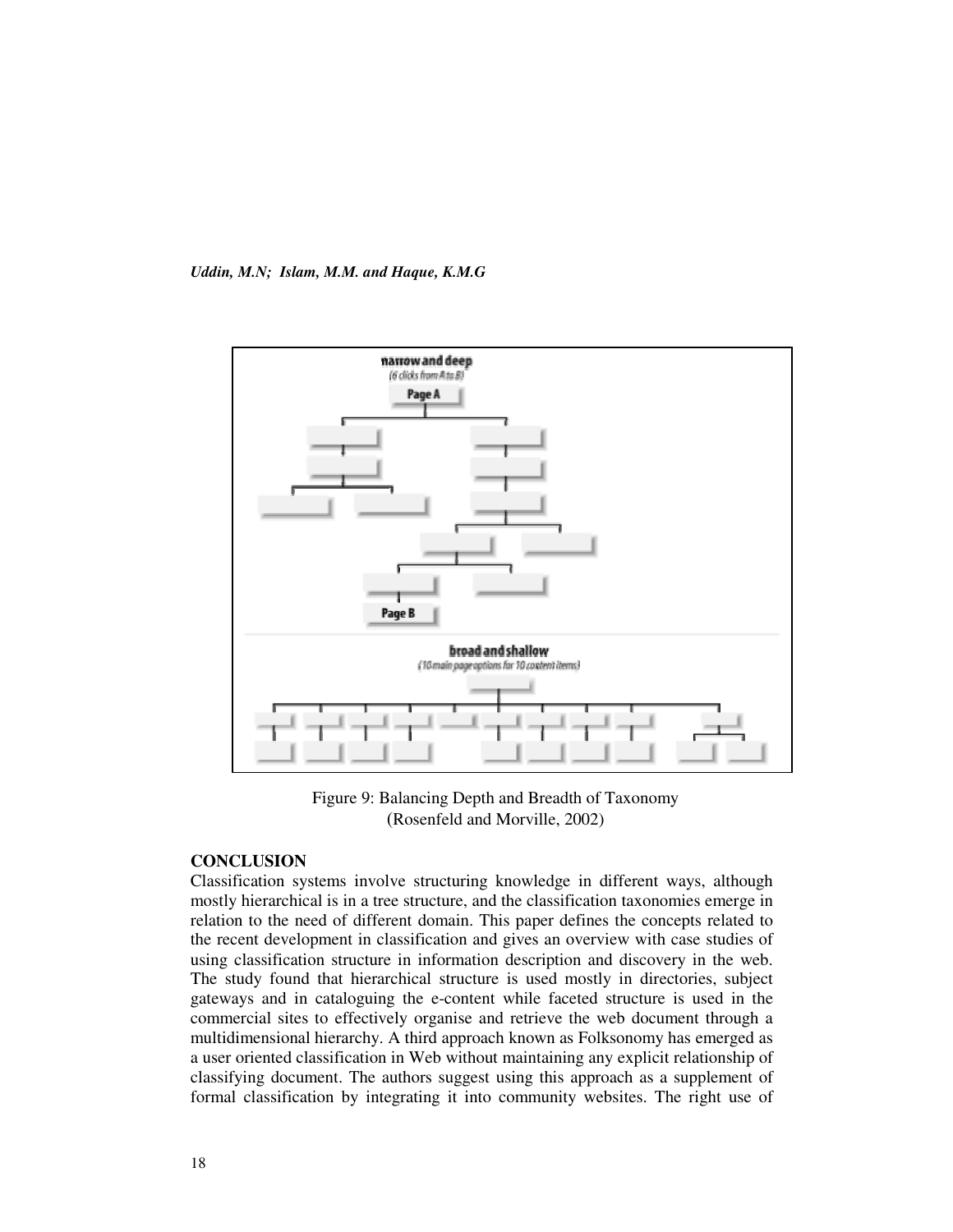Figure 9: Balancing Depth and Breadth of Taxonomy
(Rosenfeld and Morville, 2002)

## CONCLUSION

Classification systems involve structuring knowledge in different ways, although mostly hierarchical is in a tree structure, and the classification taxonomies emerge in relation to the need of different domain. This paper defines the concepts related to the recent development in classification and gives an overview with case studies of using classification structure in information description and discovery in the web. The study found that hierarchical structure is used mostly in directories, subject gateways and in cataloguing the e-content while faceted structure is used in the commercial sites to effectively organise and retrieve the web document through a multidimensional hierarchy. A third approach known as Folksonomy has emerged as a user oriented classification in Web without maintaining any explicit relationship of classifying document. The authors suggest using this approach as a supplement of formal classification by integrating it into community websites. The right use of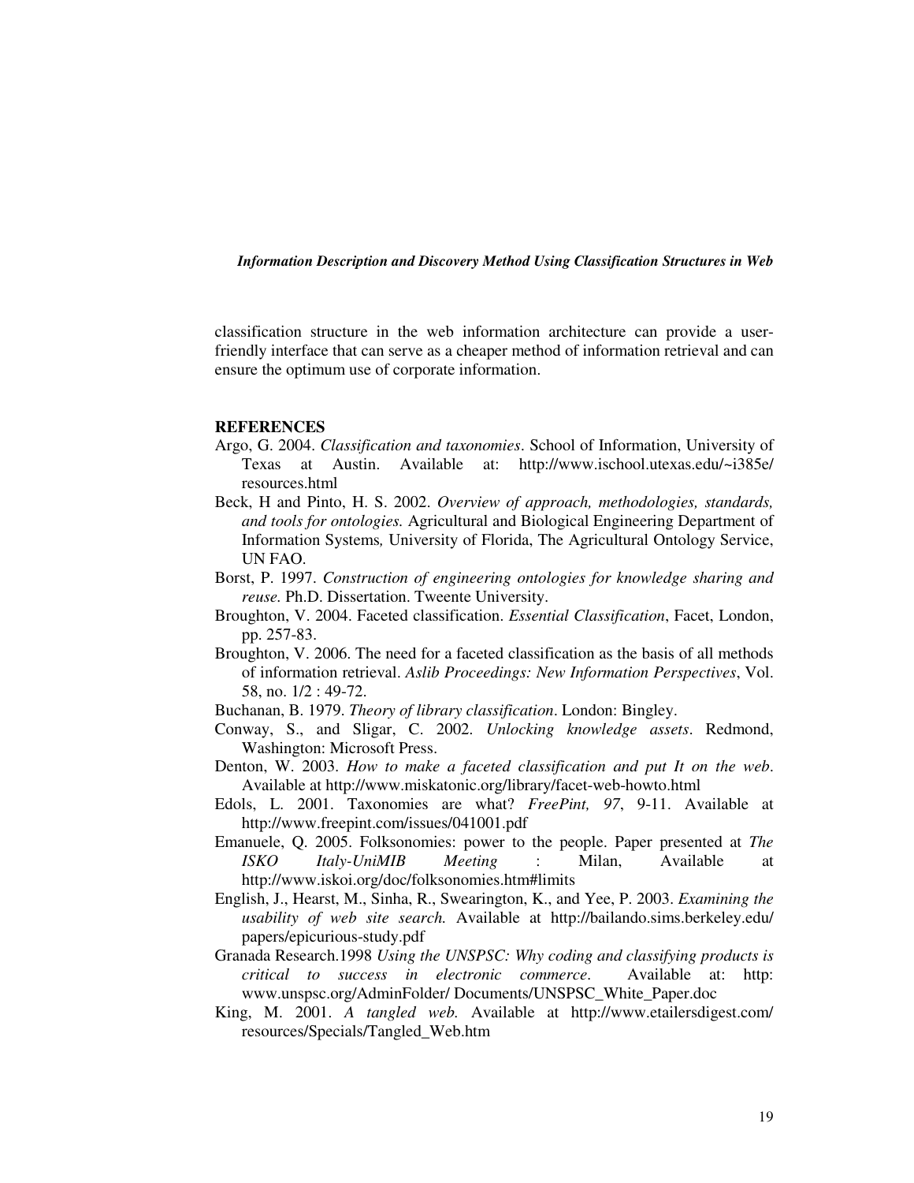classification structure in the web information architecture can provide a user-friendly interface that can serve as a cheaper method of information retrieval and can ensure the optimum use of corporate information.

## REFERENCES

Argo, G. 2004. *Classification and taxonomies*. School of Information, University of Texas at Austin. Available at: http://www.ischool.utexas.edu/~i385e/resources.html

Beck, H and Pinto, H. S. 2002. *Overview of approach, methodologies, standards, and tools for ontologies.* Agricultural and Biological Engineering Department of Information Systems*,* University of Florida, The Agricultural Ontology Service, UN FAO.

Borst, P. 1997. *Construction of engineering ontologies for knowledge sharing and reuse.* Ph.D. Dissertation. Tweente University.

Broughton, V. 2004. Faceted classification. *Essential Classification*, Facet, London, pp. 257-83.

Broughton, V. 2006. The need for a faceted classification as the basis of all methods of information retrieval. *Aslib Proceedings: New Information Perspectives*, Vol. 58, no. 1/2 : 49-72.

Buchanan, B. 1979. *Theory of library classification*. London: Bingley.

Conway, S., and Sligar, C. 2002. *Unlocking knowledge assets*. Redmond, Washington: Microsoft Press.

Denton, W. 2003. *How to make a faceted classification and put It on the web*. Available at http://www.miskatonic.org/library/facet-web-howto.html

Edols, L. 2001. Taxonomies are what? *FreePint, 97*, 9-11. Available at http://www.freepint.com/issues/041001.pdf

Emanuele, Q. 2005. Folksonomies: power to the people. Paper presented at *The ISKO Italy-UniMIB Meeting* : Milan, Available at http://www.iskoi.org/doc/folksonomies.htm#limits

English, J., Hearst, M., Sinha, R., Swearington, K., and Yee, P. 2003. *Examining the usability of web site search.* Available at http://bailando.sims.berkeley.edu/papers/epicurious-study.pdf

Granada Research.1998 *Using the UNSPSC: Why coding and classifying products is critical to success in electronic commerce*. Available at: http: www.unspsc.org/AdminFolder/ Documents/UNSPSC_White_Paper.doc

King, M. 2001. *A tangled web.* Available at http://www.etailersdigest.com/resources/Specials/Tangled_Web.htm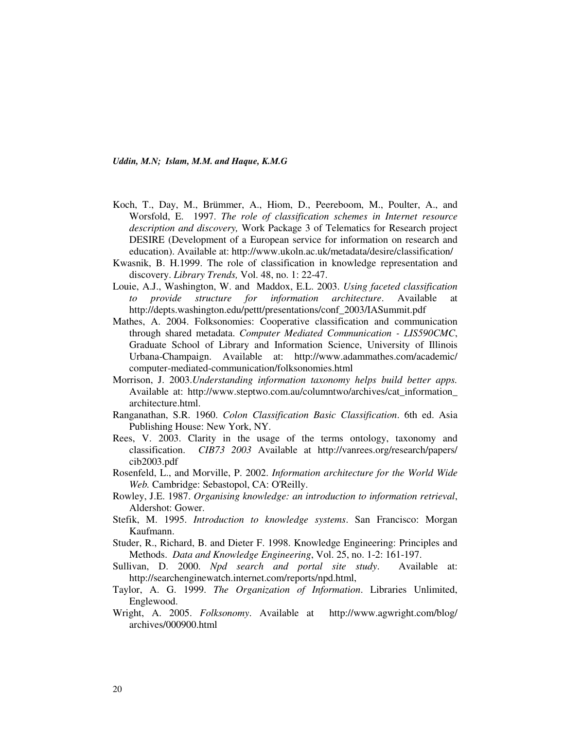Koch, T., Day, M., Brümmer, A., Hiom, D., Peereboom, M., Poulter, A., and Worsfold, E. 1997. *The role of classification schemes in Internet resource description and discovery,* Work Package 3 of Telematics for Research project DESIRE (Development of a European service for information on research and education). Available at: http://www.ukoln.ac.uk/metadata/desire/classification/

Kwasnik, B. H.1999. The role of classification in knowledge representation and discovery. *Library Trends,* Vol. 48, no. 1: 22-47.

Louie, A.J., Washington, W. and Maddox, E.L. 2003. *Using faceted classification to provide structure for information architecture*. Available at http://depts.washington.edu/pettt/presentations/conf_2003/IASummit.pdf

Mathes, A. 2004. Folksonomies: Cooperative classification and communication through shared metadata. *Computer Mediated Communication - LIS590CMC*, Graduate School of Library and Information Science, University of Illinois Urbana-Champaign. Available at: http://www.adammathes.com/academic/computer-mediated-communication/folksonomies.html

Morrison, J. 2003.*Understanding information taxonomy helps build better apps.* Available at: http://www.steptwo.com.au/columntwo/archives/cat_information_architecture.html.

Ranganathan, S.R. 1960. *Colon Classification Basic Classification*. 6th ed. Asia Publishing House: New York, NY.

Rees, V. 2003. Clarity in the usage of the terms ontology, taxonomy and classification. *CIB73 2003* Available at http://vanrees.org/research/papers/cib2003.pdf

Rosenfeld, L., and Morville, P. 2002. *Information architecture for the World Wide Web.* Cambridge: Sebastopol, CA: O'Reilly.

Rowley, J.E. 1987. *Organising knowledge: an introduction to information retrieval*, Aldershot: Gower.

Stefik, M. 1995. *Introduction to knowledge systems*. San Francisco: Morgan Kaufmann.

Studer, R., Richard, B. and Dieter F. 1998. Knowledge Engineering: Principles and Methods. *Data and Knowledge Engineering*, Vol. 25, no. 1-2: 161-197.

Sullivan, D. 2000. *Npd search and portal site study*. Available at: http://searchenginewatch.internet.com/reports/npd.html,

Taylor, A. G. 1999. *The Organization of Information*. Libraries Unlimited, Englewood.

Wright, A. 2005. *Folksonomy*. Available at http://www.agwright.com/blog/archives/000900.html